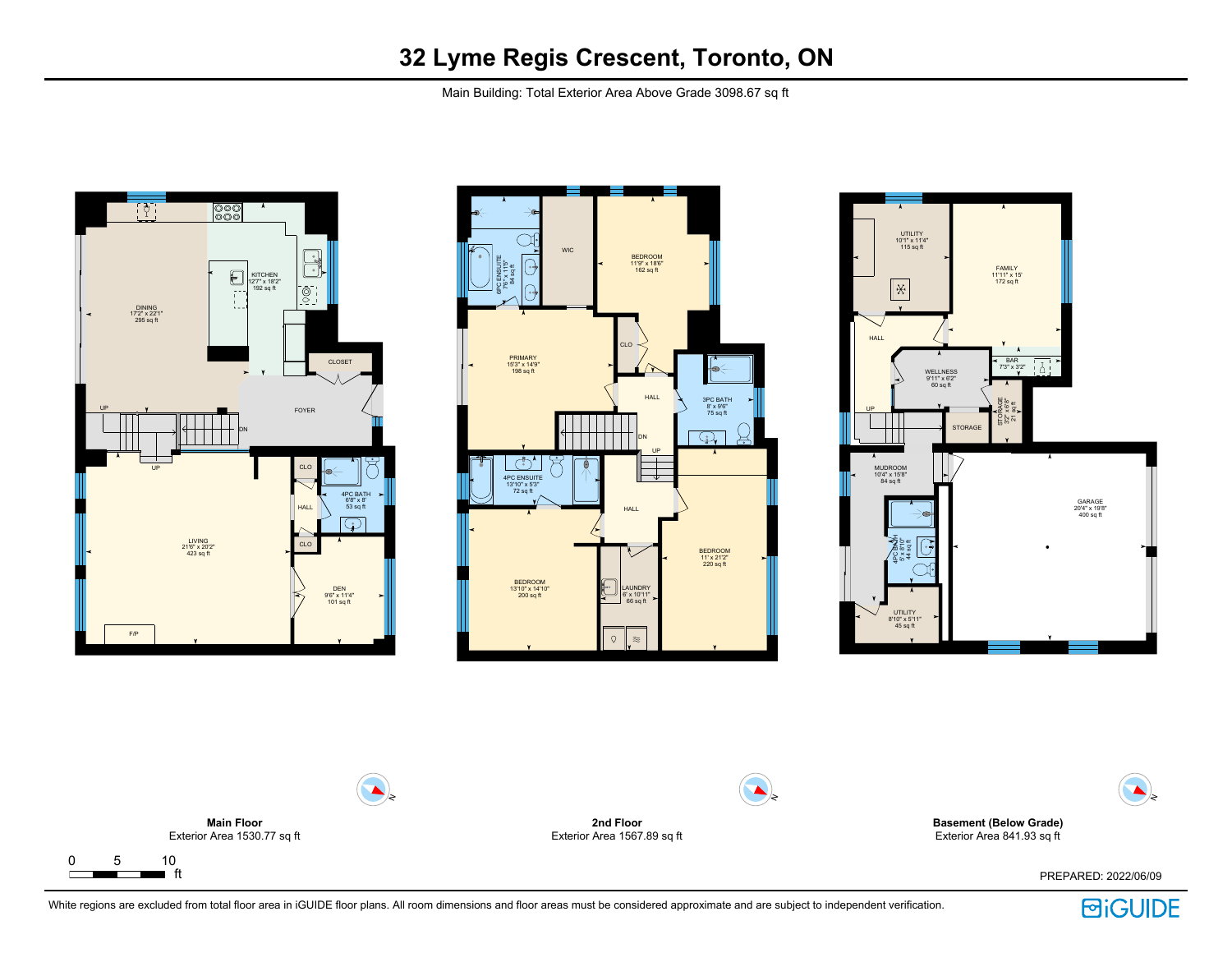# 32 Lyme Regis Crescent, Toronto, ON

Main Building: Total Exterior Area Above Grade 3098.67 sq ft

## Main Floor

Exterior Area 1530.77 sq ft

- DINING 17'2" x 22'1" 295 sq ft
- KITCHEN 12'7" x 18'2" 192 sq ft
- CLOSET
- FOYER
- LIVING 21'6" x 20'2" 423 sq ft
- F/P
- CLO
- HALL
- CLO
- 4PC BATH 6'8" x 8' 53 sq ft
- DEN 9'6" x 11'4" 101 sq ft
- UP
- DN
- UP

## 2nd Floor

Exterior Area 1567.89 sq ft

- 6PC ENSUITE 7'6" x 11'5" 84 sq ft
- WIC
- BEDROOM 11'9" x 18'6" 162 sq ft
- PRIMARY 15'3" x 14'9" 198 sq ft
- CLO
- HALL
- 3PC BATH 8' x 9'6" 75 sq ft
- DN
- UP
- 4PC ENSUITE 13'10" x 5'3" 72 sq ft
- HALL
- BEDROOM 13'10" x 14'10" 200 sq ft
- LAUNDRY 6' x 10'11" 66 sq ft
- BEDROOM 11' x 21'2" 220 sq ft

## Basement (Below Grade)

Exterior Area 841.93 sq ft

- UTILITY 10'1" x 11'4" 115 sq ft
- FAMILY 11'11" x 15' 172 sq ft
- HALL
- WELLNESS 9'11" x 6'2" 60 sq ft
- BAR 7'3" x 3'2"
- STORAGE 3'2" x 6'8" 21 sq ft
- STORAGE
- UP
- MUDROOM 10'4" x 15'8" 84 sq ft
- 4PC BATH 5' x 8'10" 44 sq ft
- UTILITY 8'10" x 5'11" 45 sq ft
- GARAGE 20'4" x 19'8" 400 sq ft

0 5 10 ft

PREPARED: 2022/06/09

White regions are excluded from total floor area in iGUIDE floor plans. All room dimensions and floor areas must be considered approximate and are subject to independent verification.

iGUIDE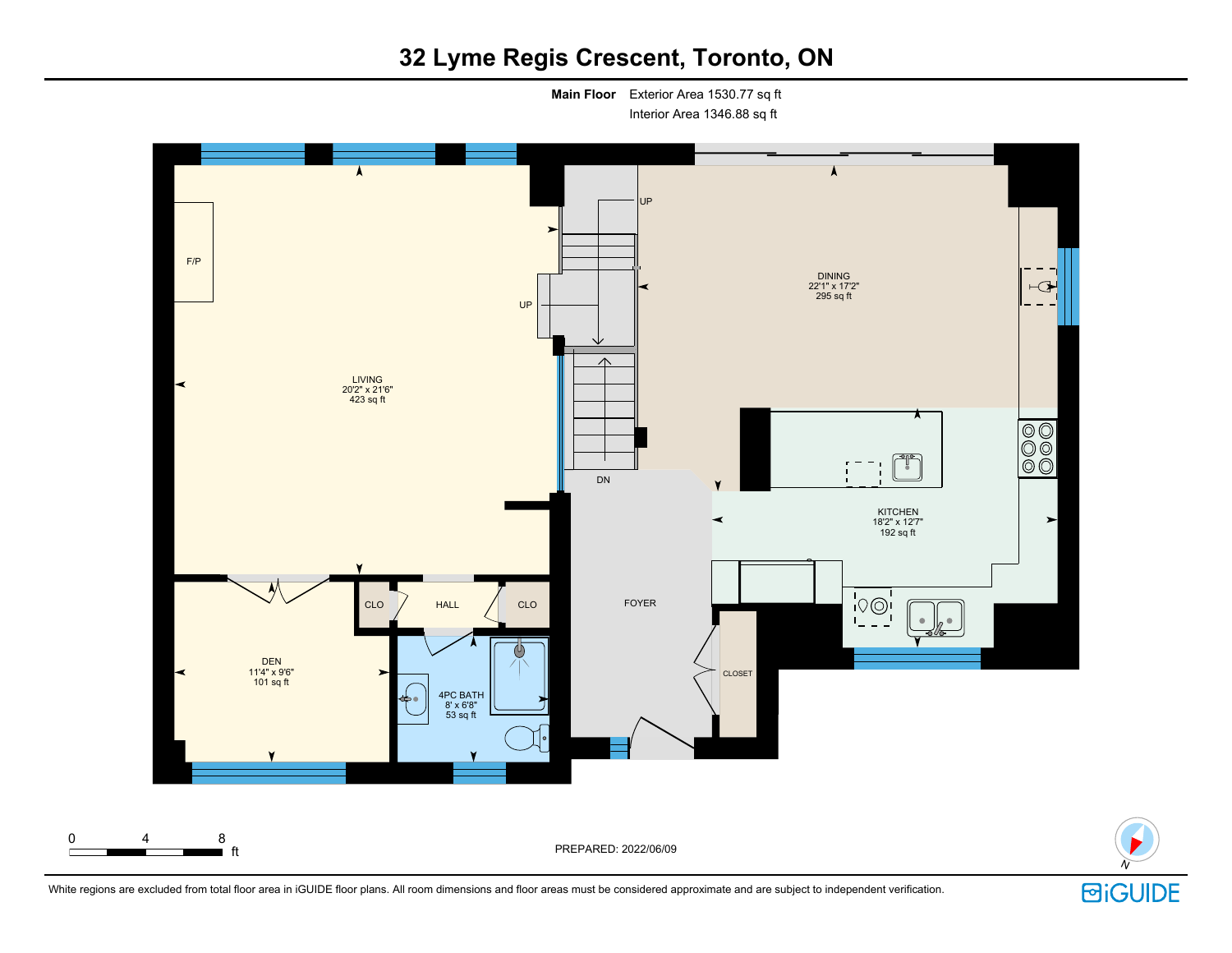# 32 Lyme Regis Crescent, Toronto, ON

**Main Floor** Exterior Area 1530.77 sq ft
Interior Area 1346.88 sq ft

F/P

UP

LIVING
20'2" x 21'6"
423 sq ft

UP

DN

DINING
22'1" x 17'2"
295 sq ft

KITCHEN
18'2" x 12'7"
192 sq ft

CLO

HALL

CLO

FOYER

DEN
11'4" x 9'6"
101 sq ft

4PC BATH
8' x 6'8"
53 sq ft

CLOSET

0 4 8 ft

PREPARED: 2022/06/09

N

White regions are excluded from total floor area in iGUIDE floor plans. All room dimensions and floor areas must be considered approximate and are subject to independent verification.

iGUIDE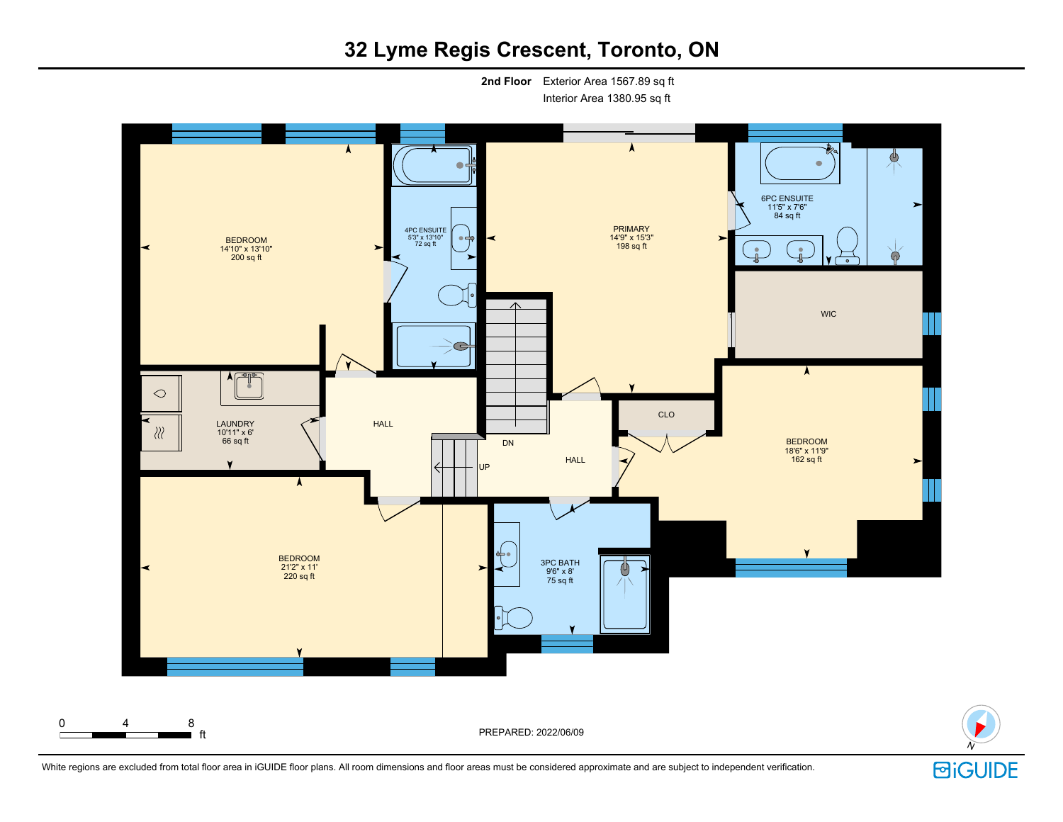# 32 Lyme Regis Crescent, Toronto, ON

**2nd Floor** Exterior Area 1567.89 sq ft
Interior Area 1380.95 sq ft

BEDROOM
14'10" x 13'10"
200 sq ft

4PC ENSUITE
5'3" x 13'10"
72 sq ft

PRIMARY
14'9" x 15'3"
198 sq ft

6PC ENSUITE
11'5" x 7'6"
84 sq ft

WIC

LAUNDRY
10'11" x 6'
66 sq ft

HALL

DN

UP

HALL

CLO

BEDROOM
18'6" x 11'9"
162 sq ft

BEDROOM
21'2" x 11'
220 sq ft

3PC BATH
9'6" x 8'
75 sq ft

0 4 8 ft

PREPARED: 2022/06/09

N

White regions are excluded from total floor area in iGUIDE floor plans. All room dimensions and floor areas must be considered approximate and are subject to independent verification.

iGUIDE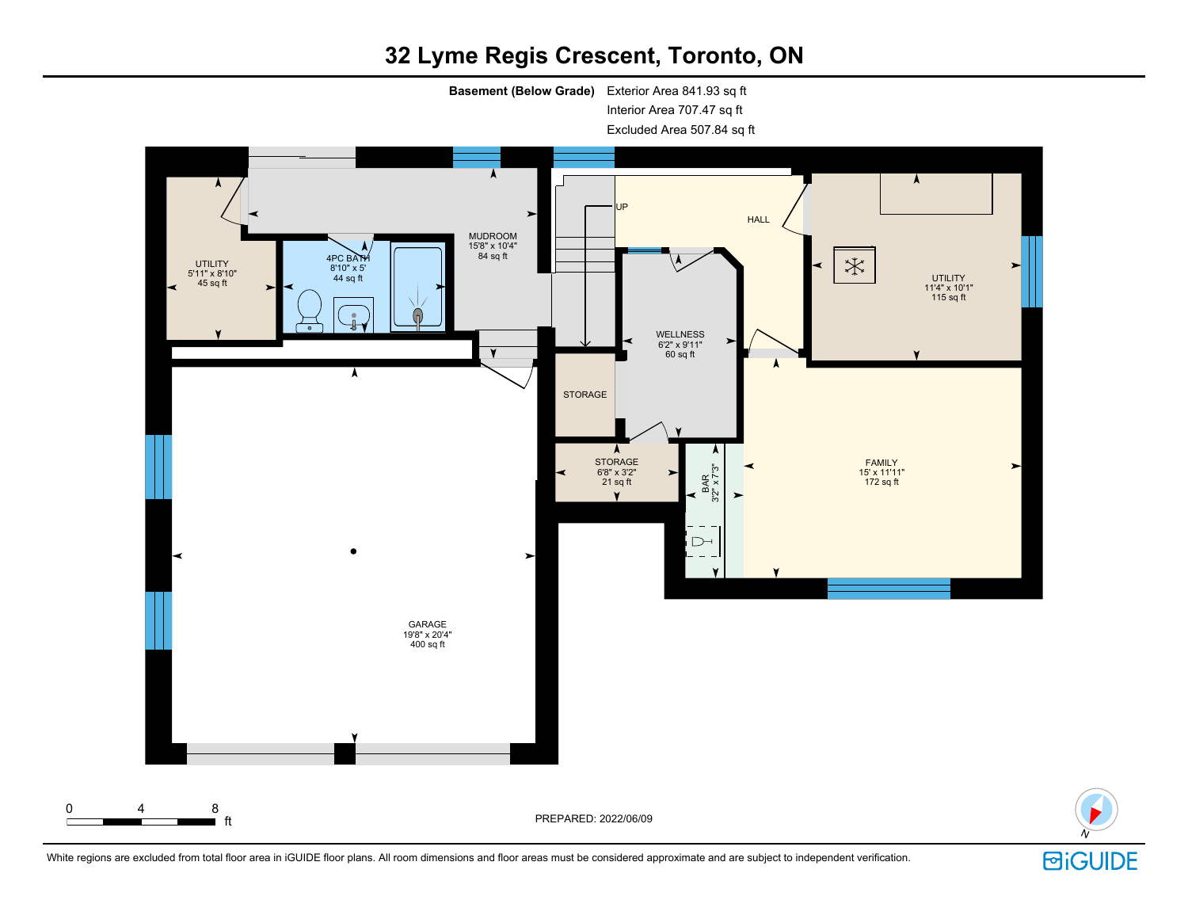# 32 Lyme Regis Crescent, Toronto, ON

**Basement (Below Grade)** Exterior Area 841.93 sq ft
Interior Area 707.47 sq ft
Excluded Area 507.84 sq ft

UTILITY
5'11" x 8'10"
45 sq ft

4PC BATH
8'10" x 5'
44 sq ft

MUDROOM
15'8" x 10'4"
84 sq ft

UP

HALL

UTILITY
11'4" x 10'1"
115 sq ft

WELLNESS
6'2" x 9'11"
60 sq ft

STORAGE

STORAGE
6'8" x 3'2"
21 sq ft

BAR
3'2" x 7'3"

FAMILY
15' x 11'11"
172 sq ft

GARAGE
19'8" x 20'4"
400 sq ft

0 4 8 ft

PREPARED: 2022/06/09

N

White regions are excluded from total floor area in iGUIDE floor plans. All room dimensions and floor areas must be considered approximate and are subject to independent verification.

iGUIDE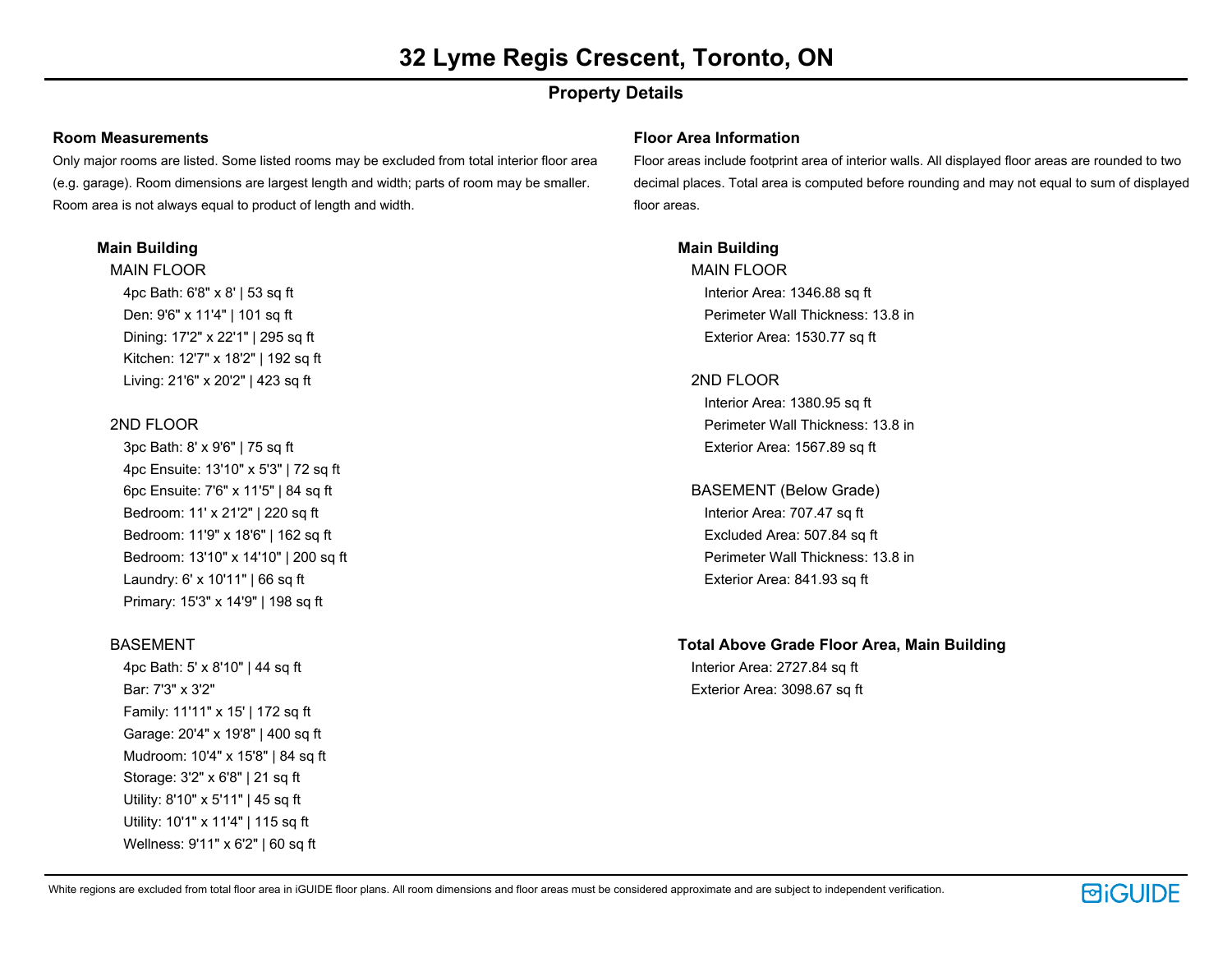# 32 Lyme Regis Crescent, Toronto, ON

## Property Details

### Room Measurements

Only major rooms are listed. Some listed rooms may be excluded from total interior floor area (e.g. garage). Room dimensions are largest length and width; parts of room may be smaller. Room area is not always equal to product of length and width.

#### Main Building

MAIN FLOOR

- 4pc Bath: 6'8" x 8' | 53 sq ft
- Den: 9'6" x 11'4" | 101 sq ft
- Dining: 17'2" x 22'1" | 295 sq ft
- Kitchen: 12'7" x 18'2" | 192 sq ft
- Living: 21'6" x 20'2" | 423 sq ft

2ND FLOOR

- 3pc Bath: 8' x 9'6" | 75 sq ft
- 4pc Ensuite: 13'10" x 5'3" | 72 sq ft
- 6pc Ensuite: 7'6" x 11'5" | 84 sq ft
- Bedroom: 11' x 21'2" | 220 sq ft
- Bedroom: 11'9" x 18'6" | 162 sq ft
- Bedroom: 13'10" x 14'10" | 200 sq ft
- Laundry: 6' x 10'11" | 66 sq ft
- Primary: 15'3" x 14'9" | 198 sq ft

BASEMENT

- 4pc Bath: 5' x 8'10" | 44 sq ft
- Bar: 7'3" x 3'2"
- Family: 11'11" x 15' | 172 sq ft
- Garage: 20'4" x 19'8" | 400 sq ft
- Mudroom: 10'4" x 15'8" | 84 sq ft
- Storage: 3'2" x 6'8" | 21 sq ft
- Utility: 8'10" x 5'11" | 45 sq ft
- Utility: 10'1" x 11'4" | 115 sq ft
- Wellness: 9'11" x 6'2" | 60 sq ft

### Floor Area Information

Floor areas include footprint area of interior walls. All displayed floor areas are rounded to two decimal places. Total area is computed before rounding and may not equal to sum of displayed floor areas.

#### Main Building

MAIN FLOOR

- Interior Area: 1346.88 sq ft
- Perimeter Wall Thickness: 13.8 in
- Exterior Area: 1530.77 sq ft

2ND FLOOR

- Interior Area: 1380.95 sq ft
- Perimeter Wall Thickness: 13.8 in
- Exterior Area: 1567.89 sq ft

BASEMENT (Below Grade)

- Interior Area: 707.47 sq ft
- Excluded Area: 507.84 sq ft
- Perimeter Wall Thickness: 13.8 in
- Exterior Area: 841.93 sq ft

#### Total Above Grade Floor Area, Main Building

- Interior Area: 2727.84 sq ft
- Exterior Area: 3098.67 sq ft

White regions are excluded from total floor area in iGUIDE floor plans. All room dimensions and floor areas must be considered approximate and are subject to independent verification.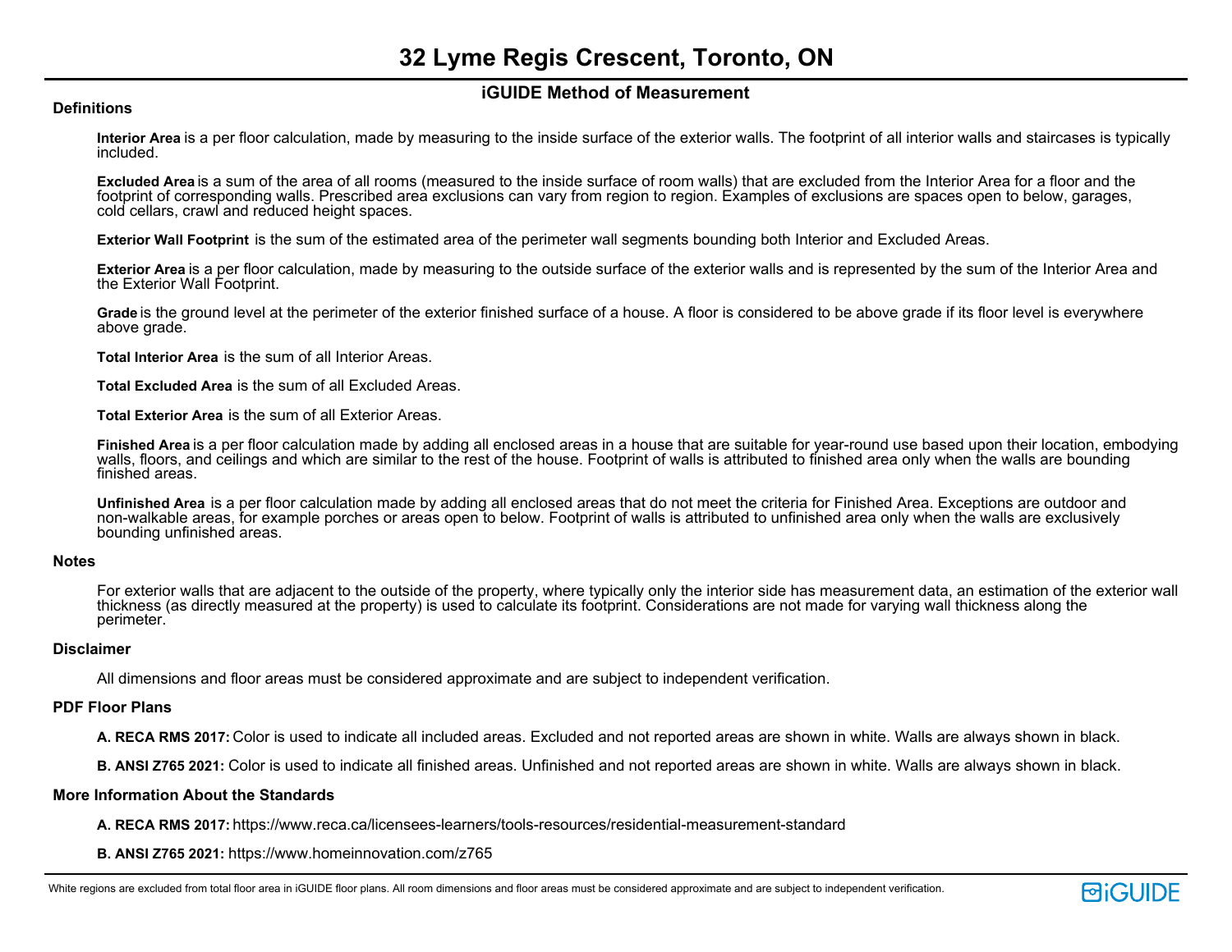# 32 Lyme Regis Crescent, Toronto, ON

## iGUIDE Method of Measurement

### Definitions

**Interior Area** is a per floor calculation, made by measuring to the inside surface of the exterior walls. The footprint of all interior walls and staircases is typically included.

**Excluded Area** is a sum of the area of all rooms (measured to the inside surface of room walls) that are excluded from the Interior Area for a floor and the footprint of corresponding walls. Prescribed area exclusions can vary from region to region. Examples of exclusions are spaces open to below, garages, cold cellars, crawl and reduced height spaces.

**Exterior Wall Footprint** is the sum of the estimated area of the perimeter wall segments bounding both Interior and Excluded Areas.

**Exterior Area** is a per floor calculation, made by measuring to the outside surface of the exterior walls and is represented by the sum of the Interior Area and the Exterior Wall Footprint.

**Grade** is the ground level at the perimeter of the exterior finished surface of a house. A floor is considered to be above grade if its floor level is everywhere above grade.

**Total Interior Area** is the sum of all Interior Areas.

**Total Excluded Area** is the sum of all Excluded Areas.

**Total Exterior Area** is the sum of all Exterior Areas.

**Finished Area** is a per floor calculation made by adding all enclosed areas in a house that are suitable for year-round use based upon their location, embodying walls, floors, and ceilings and which are similar to the rest of the house. Footprint of walls is attributed to finished area only when the walls are bounding finished areas.

**Unfinished Area** is a per floor calculation made by adding all enclosed areas that do not meet the criteria for Finished Area. Exceptions are outdoor and non-walkable areas, for example porches or areas open to below. Footprint of walls is attributed to unfinished area only when the walls are exclusively bounding unfinished areas.

### Notes

For exterior walls that are adjacent to the outside of the property, where typically only the interior side has measurement data, an estimation of the exterior wall thickness (as directly measured at the property) is used to calculate its footprint. Considerations are not made for varying wall thickness along the perimeter.

### Disclaimer

All dimensions and floor areas must be considered approximate and are subject to independent verification.

### PDF Floor Plans

**A. RECA RMS 2017:** Color is used to indicate all included areas. Excluded and not reported areas are shown in white. Walls are always shown in black.

**B. ANSI Z765 2021:** Color is used to indicate all finished areas. Unfinished and not reported areas are shown in white. Walls are always shown in black.

### More Information About the Standards

**A. RECA RMS 2017:** https://www.reca.ca/licensees-learners/tools-resources/residential-measurement-standard

**B. ANSI Z765 2021:** https://www.homeinnovation.com/z765